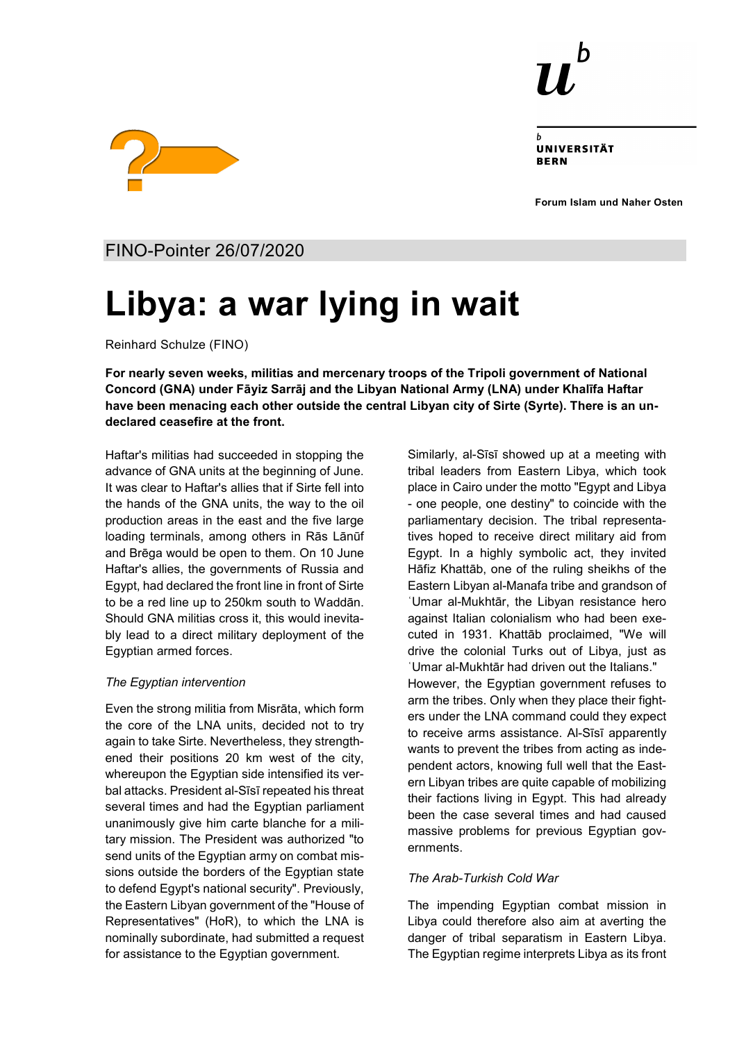FINO-Pointer 26/07/2020

# Libya: a war lying in wait

Reinhard Schulze (FINO)

**For nearly seven weeks, militias and mercenary troops of the Tripoli government of National Concord (GNA) under Fāyiz Sarrāj and the Libyan National Army (LNA) under Khalīfa Haftar have been menacing each other outside the central Libyan city of Sirte (Syrte). There is an undeclared ceasefire at the front.**

Haftar's militias had succeeded in stopping the advance of GNA units at the beginning of June. It was clear to Haftar's allies that if Sirte fell into the hands of the GNA units, the way to the oil production areas in the east and the five large loading terminals, among others in Rās Lānūf and Brēga would be open to them. On 10 June Haftar's allies, the governments of Russia and Egypt, had declared the front line in front of Sirte to be a red line up to 250km south to Waddān. Should GNA militias cross it, this would inevitably lead to a direct military deployment of the Egyptian armed forces.

*The Egyptian intervention*

Even the strong militia from Misrāta, which form the core of the LNA units, decided not to try again to take Sirte. Nevertheless, they strengthened their positions 20 km west of the city, whereupon the Egyptian side intensified its verbal attacks. President al-Sīsī repeated his threat several times and had the Egyptian parliament unanimously give him carte blanche for a military mission. The President was authorized "to send units of the Egyptian army on combat missions outside the borders of the Egyptian state to defend Egypt's national security". Previously, the Eastern Libyan government of the "House of Representatives" (HoR), to which the LNA is nominally subordinate, had submitted a request for assistance to the Egyptian government.

Similarly, al-Sīsī showed up at a meeting with tribal leaders from Eastern Libya, which took place in Cairo under the motto "Egypt and Libya - one people, one destiny" to coincide with the parliamentary decision. The tribal representatives hoped to receive direct military aid from Egypt. In a highly symbolic act, they invited Hāfiz Khattāb, one of the ruling sheikhs of the Eastern Libyan al-Manafa tribe and grandson of ʿUmar al-Mukhtār, the Libyan resistance hero against Italian colonialism who had been executed in 1931. Khattāb proclaimed, "We will drive the colonial Turks out of Libya, just as ʿUmar al-Mukhtār had driven out the Italians." However, the Egyptian government refuses to arm the tribes. Only when they place their fighters under the LNA command could they expect to receive arms assistance. Al-Sīsī apparently wants to prevent the tribes from acting as independent actors, knowing full well that the Eastern Libyan tribes are quite capable of mobilizing their factions living in Egypt. This had already been the case several times and had caused massive problems for previous Egyptian governments.

*The Arab-Turkish Cold War*

The impending Egyptian combat mission in Libya could therefore also aim at averting the danger of tribal separatism in Eastern Libya. The Egyptian regime interprets Libya as its front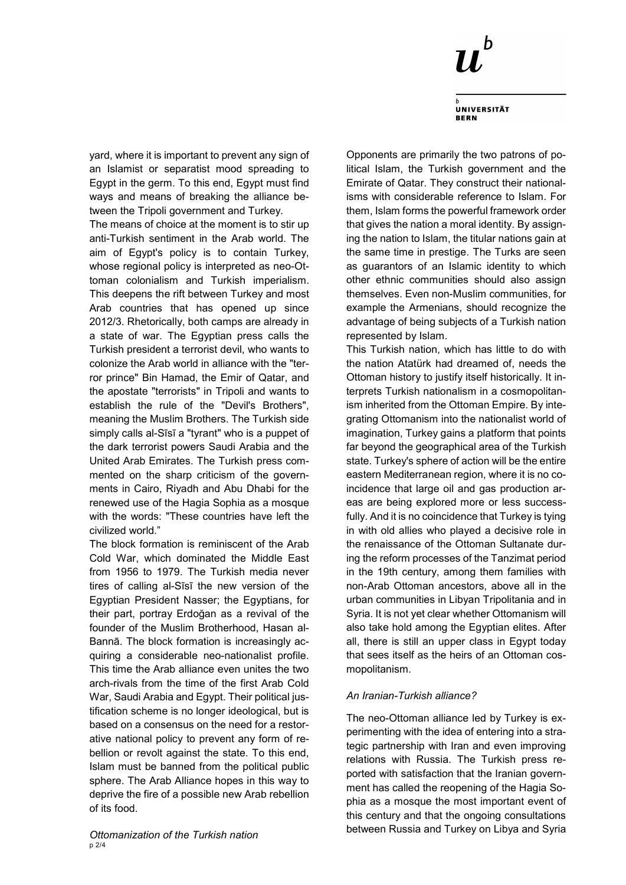yard, where it is important to prevent any sign of an Islamist or separatist mood spreading to Egypt in the germ. To this end, Egypt must find ways and means of breaking the alliance between the Tripoli government and Turkey.

The means of choice at the moment is to stir up anti-Turkish sentiment in the Arab world. The aim of Egypt's policy is to contain Turkey, whose regional policy is interpreted as neo-Ottoman colonialism and Turkish imperialism. This deepens the rift between Turkey and most Arab countries that has opened up since 2012/3. Rhetorically, both camps are already in a state of war. The Egyptian press calls the Turkish president a terrorist devil, who wants to colonize the Arab world in alliance with the "terror prince" Bin Hamad, the Emir of Qatar, and the apostate "terrorists" in Tripoli and wants to establish the rule of the "Devil's Brothers", meaning the Muslim Brothers. The Turkish side simply calls al-Sīsī a "tyrant" who is a puppet of the dark terrorist powers Saudi Arabia and the United Arab Emirates. The Turkish press commented on the sharp criticism of the governments in Cairo, Riyadh and Abu Dhabi for the renewed use of the Hagia Sophia as a mosque with the words: "These countries have left the civilized world."

The block formation is reminiscent of the Arab Cold War, which dominated the Middle East from 1956 to 1979. The Turkish media never tires of calling al-Sīsī the new version of the Egyptian President Nasser; the Egyptians, for their part, portray Erdoğan as a revival of the founder of the Muslim Brotherhood, Hasan al-Bannā. The block formation is increasingly acquiring a considerable neo-nationalist profile. This time the Arab alliance even unites the two arch-rivals from the time of the first Arab Cold War, Saudi Arabia and Egypt. Their political justification scheme is no longer ideological, but is based on a consensus on the need for a restorative national policy to prevent any form of rebellion or revolt against the state. To this end, Islam must be banned from the political public sphere. The Arab Alliance hopes in this way to deprive the fire of a possible new Arab rebellion of its food.

### *Ottomanization of the Turkish nation*

Opponents are primarily the two patrons of political Islam, the Turkish government and the Emirate of Qatar. They construct their nationalisms with considerable reference to Islam. For them, Islam forms the powerful framework order that gives the nation a moral identity. By assigning the nation to Islam, the titular nations gain at the same time in prestige. The Turks are seen as guarantors of an Islamic identity to which other ethnic communities should also assign themselves. Even non-Muslim communities, for example the Armenians, should recognize the advantage of being subjects of a Turkish nation represented by Islam.

This Turkish nation, which has little to do with the nation Atatürk had dreamed of, needs the Ottoman history to justify itself historically. It interprets Turkish nationalism in a cosmopolitanism inherited from the Ottoman Empire. By integrating Ottomanism into the nationalist world of imagination, Turkey gains a platform that points far beyond the geographical area of the Turkish state. Turkey's sphere of action will be the entire eastern Mediterranean region, where it is no coincidence that large oil and gas production areas are being explored more or less successfully. And it is no coincidence that Turkey is tying in with old allies who played a decisive role in the renaissance of the Ottoman Sultanate during the reform processes of the Tanzimat period in the 19th century, among them families with non-Arab Ottoman ancestors, above all in the urban communities in Libyan Tripolitania and in Syria. It is not yet clear whether Ottomanism will also take hold among the Egyptian elites. After all, there is still an upper class in Egypt today that sees itself as the heirs of an Ottoman cosmopolitanism.

### *An Iranian-Turkish alliance?*

The neo-Ottoman alliance led by Turkey is experimenting with the idea of entering into a strategic partnership with Iran and even improving relations with Russia. The Turkish press reported with satisfaction that the Iranian government has called the reopening of the Hagia Sophia as a mosque the most important event of this century and that the ongoing consultations between Russia and Turkey on Libya and Syria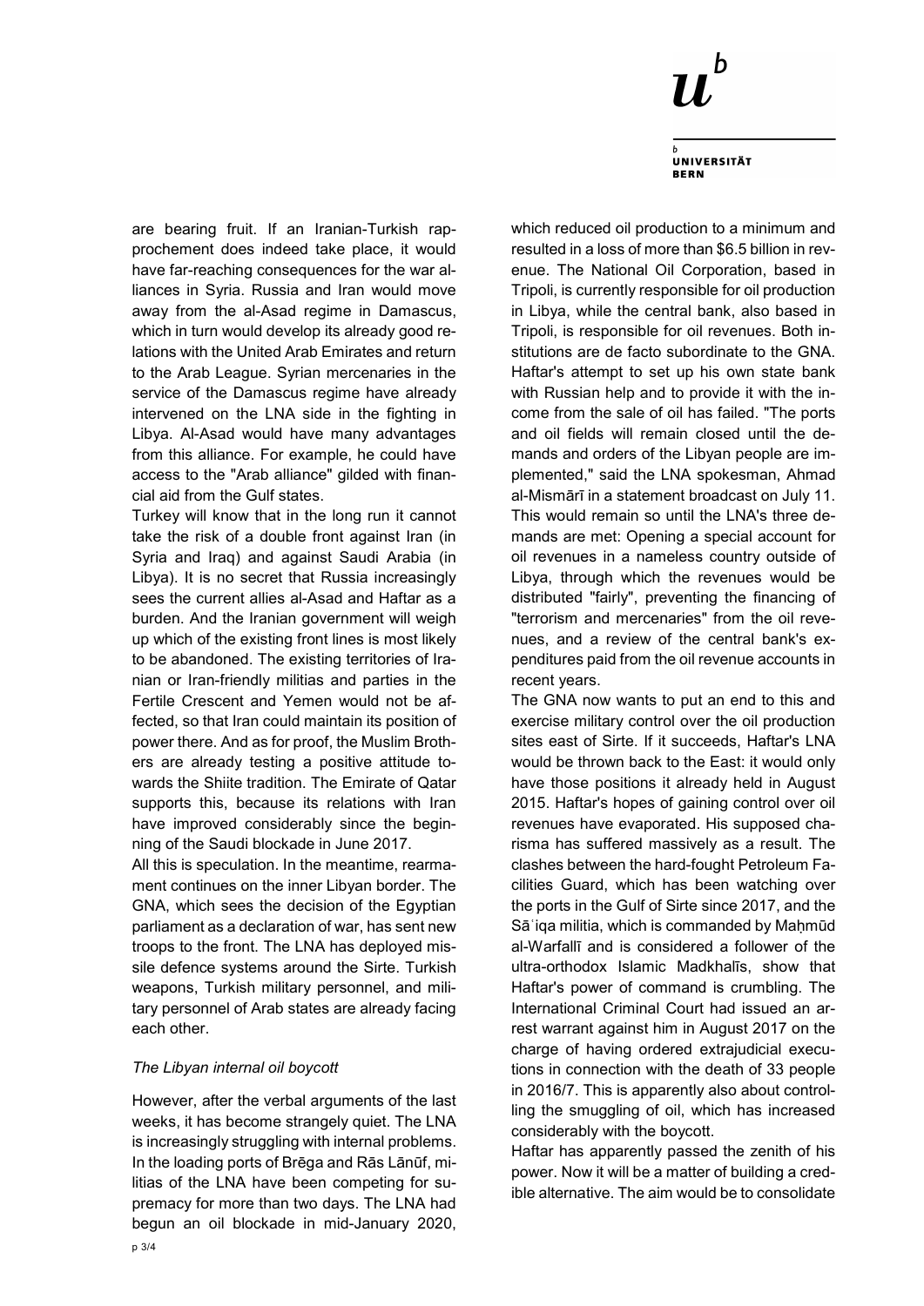are bearing fruit. If an Iranian-Turkish rapprochement does indeed take place, it would have far-reaching consequences for the war alliances in Syria. Russia and Iran would move away from the al-Asad regime in Damascus, which in turn would develop its already good relations with the United Arab Emirates and return to the Arab League. Syrian mercenaries in the service of the Damascus regime have already intervened on the LNA side in the fighting in Libya. Al-Asad would have many advantages from this alliance. For example, he could have access to the "Arab alliance" gilded with financial aid from the Gulf states.

Turkey will know that in the long run it cannot take the risk of a double front against Iran (in Syria and Iraq) and against Saudi Arabia (in Libya). It is no secret that Russia increasingly sees the current allies al-Asad and Haftar as a burden. And the Iranian government will weigh up which of the existing front lines is most likely to be abandoned. The existing territories of Iranian or Iran-friendly militias and parties in the Fertile Crescent and Yemen would not be affected, so that Iran could maintain its position of power there. And as for proof, the Muslim Brothers are already testing a positive attitude towards the Shiite tradition. The Emirate of Qatar supports this, because its relations with Iran have improved considerably since the beginning of the Saudi blockade in June 2017.

All this is speculation. In the meantime, rearmament continues on the inner Libyan border. The GNA, which sees the decision of the Egyptian parliament as a declaration of war, has sent new troops to the front. The LNA has deployed missile defence systems around the Sirte. Turkish weapons, Turkish military personnel, and military personnel of Arab states are already facing each other.

### *The Libyan internal oil boycott*

However, after the verbal arguments of the last weeks, it has become strangely quiet. The LNA is increasingly struggling with internal problems. In the loading ports of Brēga and Rās Lānūf, militias of the LNA have been competing for supremacy for more than two days. The LNA had begun an oil blockade in mid-January 2020, which reduced oil production to a minimum and resulted in a loss of more than $6.5 billion in revenue. The National Oil Corporation, based in Tripoli, is currently responsible for oil production in Libya, while the central bank, also based in Tripoli, is responsible for oil revenues. Both institutions are de facto subordinate to the GNA. Haftar's attempt to set up his own state bank with Russian help and to provide it with the income from the sale of oil has failed. "The ports and oil fields will remain closed until the demands and orders of the Libyan people are implemented," said the LNA spokesman, Ahmad al-Mismārī in a statement broadcast on July 11. This would remain so until the LNA's three demands are met: Opening a special account for oil revenues in a nameless country outside of Libya, through which the revenues would be distributed "fairly", preventing the financing of "terrorism and mercenaries" from the oil revenues, and a review of the central bank's expenditures paid from the oil revenue accounts in recent years.

The GNA now wants to put an end to this and exercise military control over the oil production sites east of Sirte. If it succeeds, Haftar's LNA would be thrown back to the East: it would only have those positions it already held in August 2015. Haftar's hopes of gaining control over oil revenues have evaporated. His supposed charisma has suffered massively as a result. The clashes between the hard-fought Petroleum Facilities Guard, which has been watching over the ports in the Gulf of Sirte since 2017, and the Sāʿiqa militia, which is commanded by Maḥmūd al-Warfallī and is considered a follower of the ultra-orthodox Islamic Madkhalīs, show that Haftar's power of command is crumbling. The International Criminal Court had issued an arrest warrant against him in August 2017 on the charge of having ordered extrajudicial executions in connection with the death of 33 people in 2016/7. This is apparently also about controlling the smuggling of oil, which has increased considerably with the boycott.

Haftar has apparently passed the zenith of his power. Now it will be a matter of building a credible alternative. The aim would be to consolidate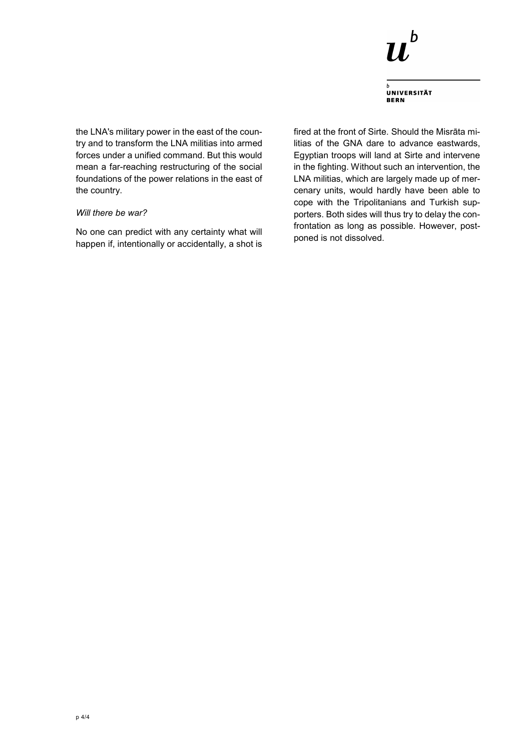the LNA's military power in the east of the country and to transform the LNA militias into armed forces under a unified command. But this would mean a far-reaching restructuring of the social foundations of the power relations in the east of the country.

*Will there be war?*

No one can predict with any certainty what will happen if, intentionally or accidentally, a shot is fired at the front of Sirte. Should the Misrāta militias of the GNA dare to advance eastwards, Egyptian troops will land at Sirte and intervene in the fighting. Without such an intervention, the LNA militias, which are largely made up of mercenary units, would hardly have been able to cope with the Tripolitanians and Turkish supporters. Both sides will thus try to delay the confrontation as long as possible. However, postponed is not dissolved.